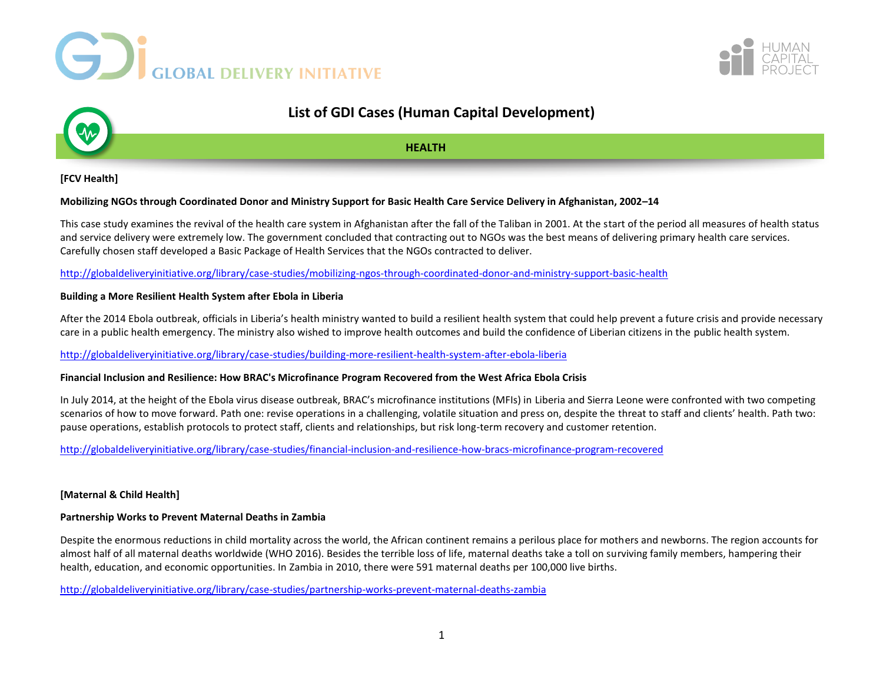GLOBAL DELIVERY INITIATIVE

HUMAN CAPITAL PROJECT

# List of GDI Cases (Human Capital Development)

## HEALTH

**[FCV Health]**

### Mobilizing NGOs through Coordinated Donor and Ministry Support for Basic Health Care Service Delivery in Afghanistan, 2002–14

This case study examines the revival of the health care system in Afghanistan after the fall of the Taliban in 2001. At the start of the period all measures of health status and service delivery were extremely low. The government concluded that contracting out to NGOs was the best means of delivering primary health care services. Carefully chosen staff developed a Basic Package of Health Services that the NGOs contracted to deliver.

http://globaldeliveryinitiative.org/library/case-studies/mobilizing-ngos-through-coordinated-donor-and-ministry-support-basic-health

### Building a More Resilient Health System after Ebola in Liberia

After the 2014 Ebola outbreak, officials in Liberia's health ministry wanted to build a resilient health system that could help prevent a future crisis and provide necessary care in a public health emergency. The ministry also wished to improve health outcomes and build the confidence of Liberian citizens in the public health system.

http://globaldeliveryinitiative.org/library/case-studies/building-more-resilient-health-system-after-ebola-liberia

### Financial Inclusion and Resilience: How BRAC's Microfinance Program Recovered from the West Africa Ebola Crisis

In July 2014, at the height of the Ebola virus disease outbreak, BRAC's microfinance institutions (MFIs) in Liberia and Sierra Leone were confronted with two competing scenarios of how to move forward. Path one: revise operations in a challenging, volatile situation and press on, despite the threat to staff and clients' health. Path two: pause operations, establish protocols to protect staff, clients and relationships, but risk long-term recovery and customer retention.

http://globaldeliveryinitiative.org/library/case-studies/financial-inclusion-and-resilience-how-bracs-microfinance-program-recovered

**[Maternal & Child Health]**

### Partnership Works to Prevent Maternal Deaths in Zambia

Despite the enormous reductions in child mortality across the world, the African continent remains a perilous place for mothers and newborns. The region accounts for almost half of all maternal deaths worldwide (WHO 2016). Besides the terrible loss of life, maternal deaths take a toll on surviving family members, hampering their health, education, and economic opportunities. In Zambia in 2010, there were 591 maternal deaths per 100,000 live births.

http://globaldeliveryinitiative.org/library/case-studies/partnership-works-prevent-maternal-deaths-zambia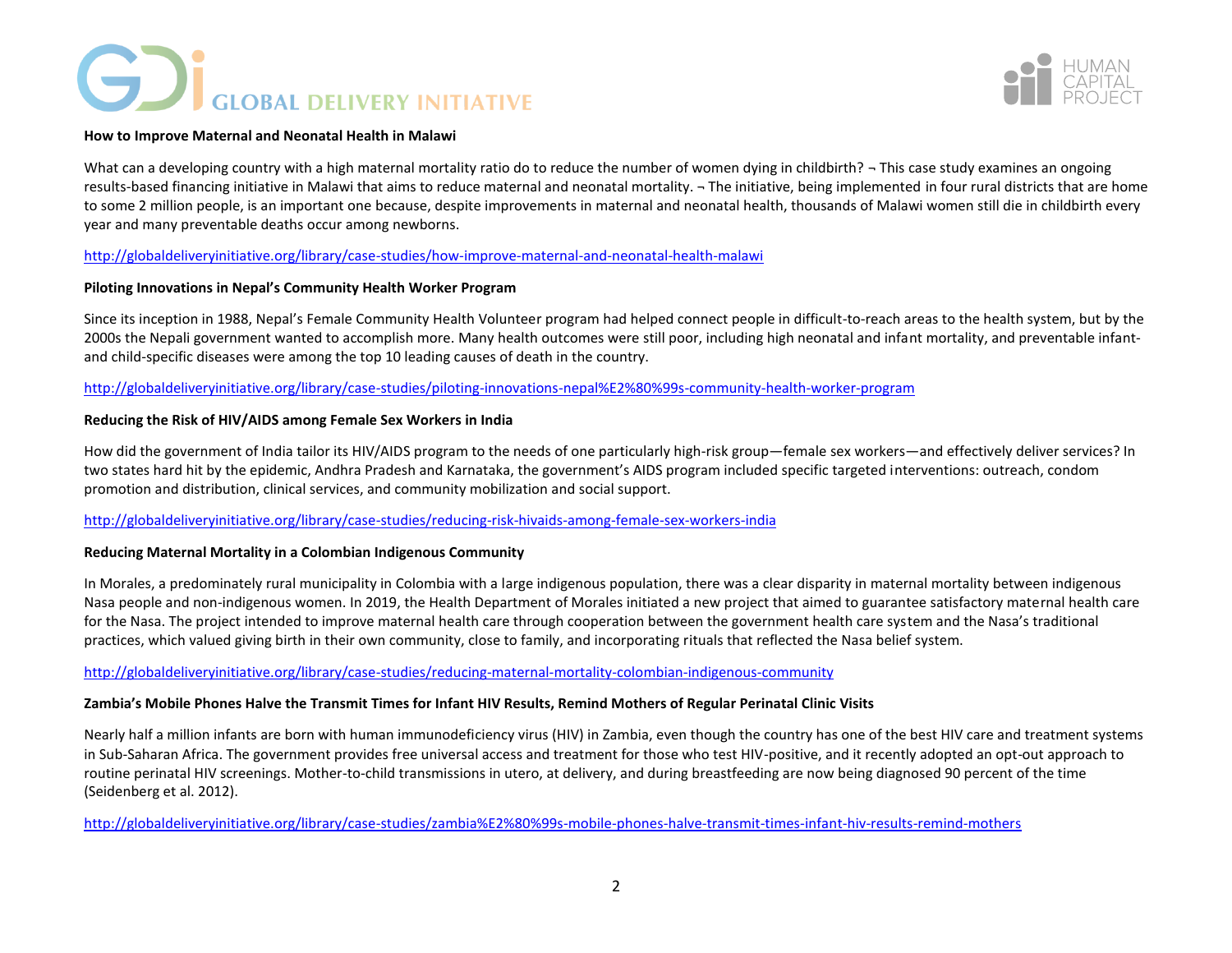**How to Improve Maternal and Neonatal Health in Malawi**

What can a developing country with a high maternal mortality ratio do to reduce the number of women dying in childbirth? ¬ This case study examines an ongoing results-based financing initiative in Malawi that aims to reduce maternal and neonatal mortality. ¬ The initiative, being implemented in four rural districts that are home to some 2 million people, is an important one because, despite improvements in maternal and neonatal health, thousands of Malawi women still die in childbirth every year and many preventable deaths occur among newborns.

http://globaldeliveryinitiative.org/library/case-studies/how-improve-maternal-and-neonatal-health-malawi

**Piloting Innovations in Nepal's Community Health Worker Program**

Since its inception in 1988, Nepal's Female Community Health Volunteer program had helped connect people in difficult-to-reach areas to the health system, but by the 2000s the Nepali government wanted to accomplish more. Many health outcomes were still poor, including high neonatal and infant mortality, and preventable infant- and child-specific diseases were among the top 10 leading causes of death in the country.

http://globaldeliveryinitiative.org/library/case-studies/piloting-innovations-nepal%E2%80%99s-community-health-worker-program

**Reducing the Risk of HIV/AIDS among Female Sex Workers in India**

How did the government of India tailor its HIV/AIDS program to the needs of one particularly high-risk group—female sex workers—and effectively deliver services? In two states hard hit by the epidemic, Andhra Pradesh and Karnataka, the government's AIDS program included specific targeted interventions: outreach, condom promotion and distribution, clinical services, and community mobilization and social support.

http://globaldeliveryinitiative.org/library/case-studies/reducing-risk-hivaids-among-female-sex-workers-india

**Reducing Maternal Mortality in a Colombian Indigenous Community**

In Morales, a predominately rural municipality in Colombia with a large indigenous population, there was a clear disparity in maternal mortality between indigenous Nasa people and non-indigenous women. In 2019, the Health Department of Morales initiated a new project that aimed to guarantee satisfactory maternal health care for the Nasa. The project intended to improve maternal health care through cooperation between the government health care system and the Nasa's traditional practices, which valued giving birth in their own community, close to family, and incorporating rituals that reflected the Nasa belief system.

http://globaldeliveryinitiative.org/library/case-studies/reducing-maternal-mortality-colombian-indigenous-community

**Zambia's Mobile Phones Halve the Transmit Times for Infant HIV Results, Remind Mothers of Regular Perinatal Clinic Visits**

Nearly half a million infants are born with human immunodeficiency virus (HIV) in Zambia, even though the country has one of the best HIV care and treatment systems in Sub-Saharan Africa. The government provides free universal access and treatment for those who test HIV-positive, and it recently adopted an opt-out approach to routine perinatal HIV screenings. Mother-to-child transmissions in utero, at delivery, and during breastfeeding are now being diagnosed 90 percent of the time (Seidenberg et al. 2012).

http://globaldeliveryinitiative.org/library/case-studies/zambia%E2%80%99s-mobile-phones-halve-transmit-times-infant-hiv-results-remind-mothers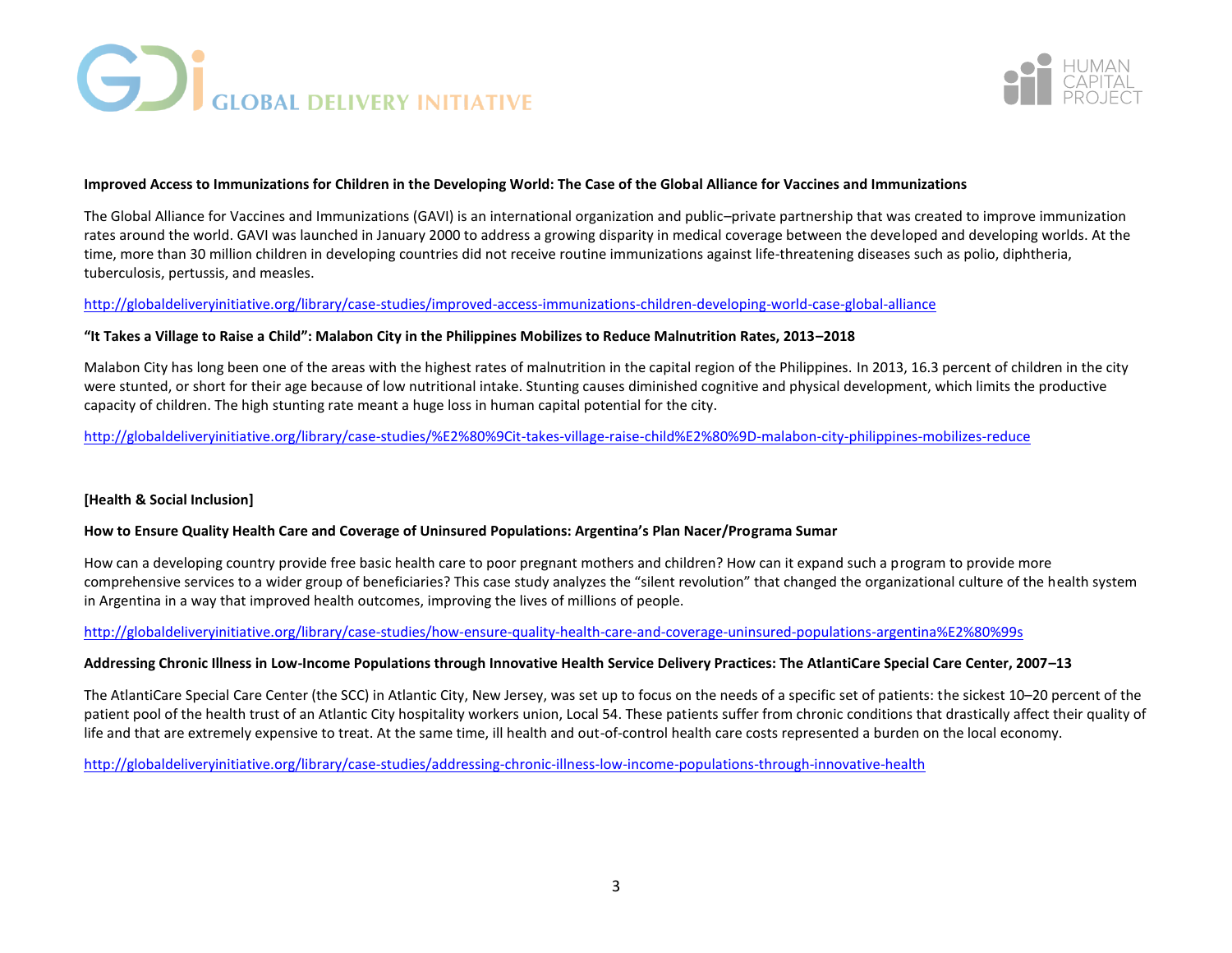**Improved Access to Immunizations for Children in the Developing World: The Case of the Global Alliance for Vaccines and Immunizations**

The Global Alliance for Vaccines and Immunizations (GAVI) is an international organization and public–private partnership that was created to improve immunization rates around the world. GAVI was launched in January 2000 to address a growing disparity in medical coverage between the developed and developing worlds. At the time, more than 30 million children in developing countries did not receive routine immunizations against life-threatening diseases such as polio, diphtheria, tuberculosis, pertussis, and measles.

http://globaldeliveryinitiative.org/library/case-studies/improved-access-immunizations-children-developing-world-case-global-alliance

**"It Takes a Village to Raise a Child": Malabon City in the Philippines Mobilizes to Reduce Malnutrition Rates, 2013–2018**

Malabon City has long been one of the areas with the highest rates of malnutrition in the capital region of the Philippines. In 2013, 16.3 percent of children in the city were stunted, or short for their age because of low nutritional intake. Stunting causes diminished cognitive and physical development, which limits the productive capacity of children. The high stunting rate meant a huge loss in human capital potential for the city.

http://globaldeliveryinitiative.org/library/case-studies/%E2%80%9Cit-takes-village-raise-child%E2%80%9D-malabon-city-philippines-mobilizes-reduce

**[Health & Social Inclusion]**

**How to Ensure Quality Health Care and Coverage of Uninsured Populations: Argentina's Plan Nacer/Programa Sumar**

How can a developing country provide free basic health care to poor pregnant mothers and children? How can it expand such a program to provide more comprehensive services to a wider group of beneficiaries? This case study analyzes the "silent revolution" that changed the organizational culture of the health system in Argentina in a way that improved health outcomes, improving the lives of millions of people.

http://globaldeliveryinitiative.org/library/case-studies/how-ensure-quality-health-care-and-coverage-uninsured-populations-argentina%E2%80%99s

**Addressing Chronic Illness in Low-Income Populations through Innovative Health Service Delivery Practices: The AtlantiCare Special Care Center, 2007–13**

The AtlantiCare Special Care Center (the SCC) in Atlantic City, New Jersey, was set up to focus on the needs of a specific set of patients: the sickest 10–20 percent of the patient pool of the health trust of an Atlantic City hospitality workers union, Local 54. These patients suffer from chronic conditions that drastically affect their quality of life and that are extremely expensive to treat. At the same time, ill health and out-of-control health care costs represented a burden on the local economy.

http://globaldeliveryinitiative.org/library/case-studies/addressing-chronic-illness-low-income-populations-through-innovative-health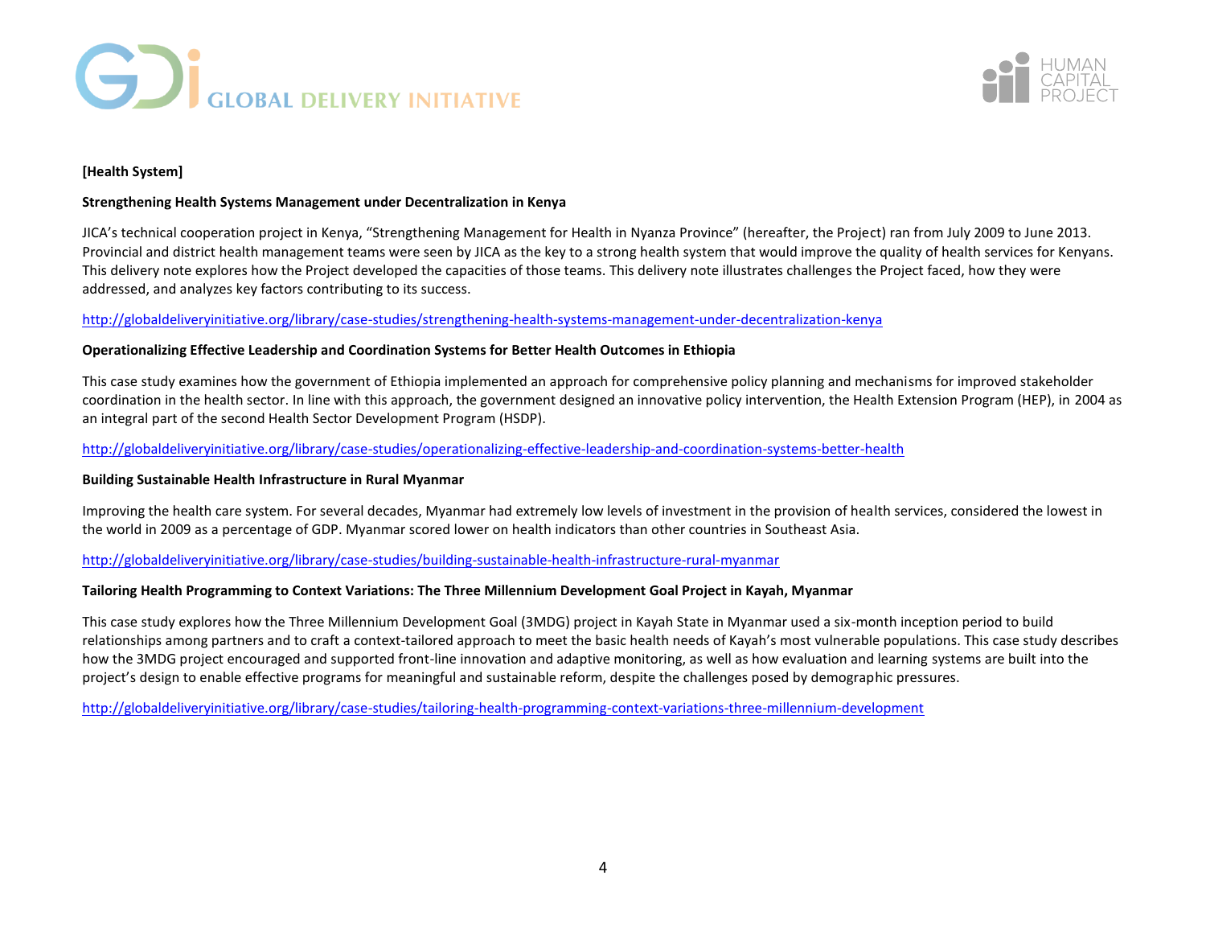**[Health System]**

**Strengthening Health Systems Management under Decentralization in Kenya**

JICA's technical cooperation project in Kenya, "Strengthening Management for Health in Nyanza Province" (hereafter, the Project) ran from July 2009 to June 2013. Provincial and district health management teams were seen by JICA as the key to a strong health system that would improve the quality of health services for Kenyans. This delivery note explores how the Project developed the capacities of those teams. This delivery note illustrates challenges the Project faced, how they were addressed, and analyzes key factors contributing to its success.

http://globaldeliveryinitiative.org/library/case-studies/strengthening-health-systems-management-under-decentralization-kenya

**Operationalizing Effective Leadership and Coordination Systems for Better Health Outcomes in Ethiopia**

This case study examines how the government of Ethiopia implemented an approach for comprehensive policy planning and mechanisms for improved stakeholder coordination in the health sector. In line with this approach, the government designed an innovative policy intervention, the Health Extension Program (HEP), in 2004 as an integral part of the second Health Sector Development Program (HSDP).

http://globaldeliveryinitiative.org/library/case-studies/operationalizing-effective-leadership-and-coordination-systems-better-health

**Building Sustainable Health Infrastructure in Rural Myanmar**

Improving the health care system. For several decades, Myanmar had extremely low levels of investment in the provision of health services, considered the lowest in the world in 2009 as a percentage of GDP. Myanmar scored lower on health indicators than other countries in Southeast Asia.

http://globaldeliveryinitiative.org/library/case-studies/building-sustainable-health-infrastructure-rural-myanmar

**Tailoring Health Programming to Context Variations: The Three Millennium Development Goal Project in Kayah, Myanmar**

This case study explores how the Three Millennium Development Goal (3MDG) project in Kayah State in Myanmar used a six-month inception period to build relationships among partners and to craft a context-tailored approach to meet the basic health needs of Kayah's most vulnerable populations. This case study describes how the 3MDG project encouraged and supported front-line innovation and adaptive monitoring, as well as how evaluation and learning systems are built into the project's design to enable effective programs for meaningful and sustainable reform, despite the challenges posed by demographic pressures.

http://globaldeliveryinitiative.org/library/case-studies/tailoring-health-programming-context-variations-three-millennium-development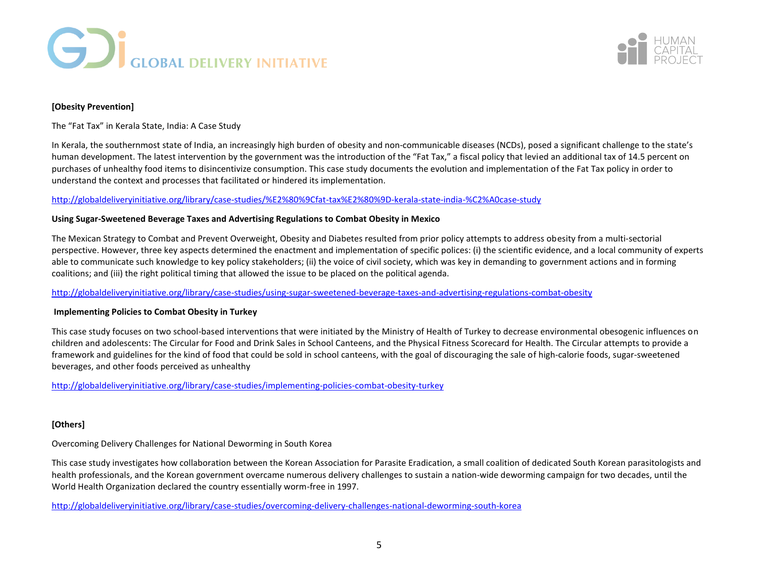**[Obesity Prevention]**

The “Fat Tax” in Kerala State, India: A Case Study

In Kerala, the southernmost state of India, an increasingly high burden of obesity and non-communicable diseases (NCDs), posed a significant challenge to the state’s human development. The latest intervention by the government was the introduction of the “Fat Tax,” a fiscal policy that levied an additional tax of 14.5 percent on purchases of unhealthy food items to disincentivize consumption. This case study documents the evolution and implementation of the Fat Tax policy in order to understand the context and processes that facilitated or hindered its implementation.

http://globaldeliveryinitiative.org/library/case-studies/%E2%80%9Cfat-tax%E2%80%9D-kerala-state-india-%C2%A0case-study

**Using Sugar-Sweetened Beverage Taxes and Advertising Regulations to Combat Obesity in Mexico**

The Mexican Strategy to Combat and Prevent Overweight, Obesity and Diabetes resulted from prior policy attempts to address obesity from a multi-sectorial perspective. However, three key aspects determined the enactment and implementation of specific polices: (i) the scientific evidence, and a local community of experts able to communicate such knowledge to key policy stakeholders; (ii) the voice of civil society, which was key in demanding to government actions and in forming coalitions; and (iii) the right political timing that allowed the issue to be placed on the political agenda.

http://globaldeliveryinitiative.org/library/case-studies/using-sugar-sweetened-beverage-taxes-and-advertising-regulations-combat-obesity

**Implementing Policies to Combat Obesity in Turkey**

This case study focuses on two school-based interventions that were initiated by the Ministry of Health of Turkey to decrease environmental obesogenic influences on children and adolescents: The Circular for Food and Drink Sales in School Canteens, and the Physical Fitness Scorecard for Health. The Circular attempts to provide a framework and guidelines for the kind of food that could be sold in school canteens, with the goal of discouraging the sale of high-calorie foods, sugar-sweetened beverages, and other foods perceived as unhealthy

http://globaldeliveryinitiative.org/library/case-studies/implementing-policies-combat-obesity-turkey

**[Others]**

Overcoming Delivery Challenges for National Deworming in South Korea

This case study investigates how collaboration between the Korean Association for Parasite Eradication, a small coalition of dedicated South Korean parasitologists and health professionals, and the Korean government overcame numerous delivery challenges to sustain a nation-wide deworming campaign for two decades, until the World Health Organization declared the country essentially worm-free in 1997.

http://globaldeliveryinitiative.org/library/case-studies/overcoming-delivery-challenges-national-deworming-south-korea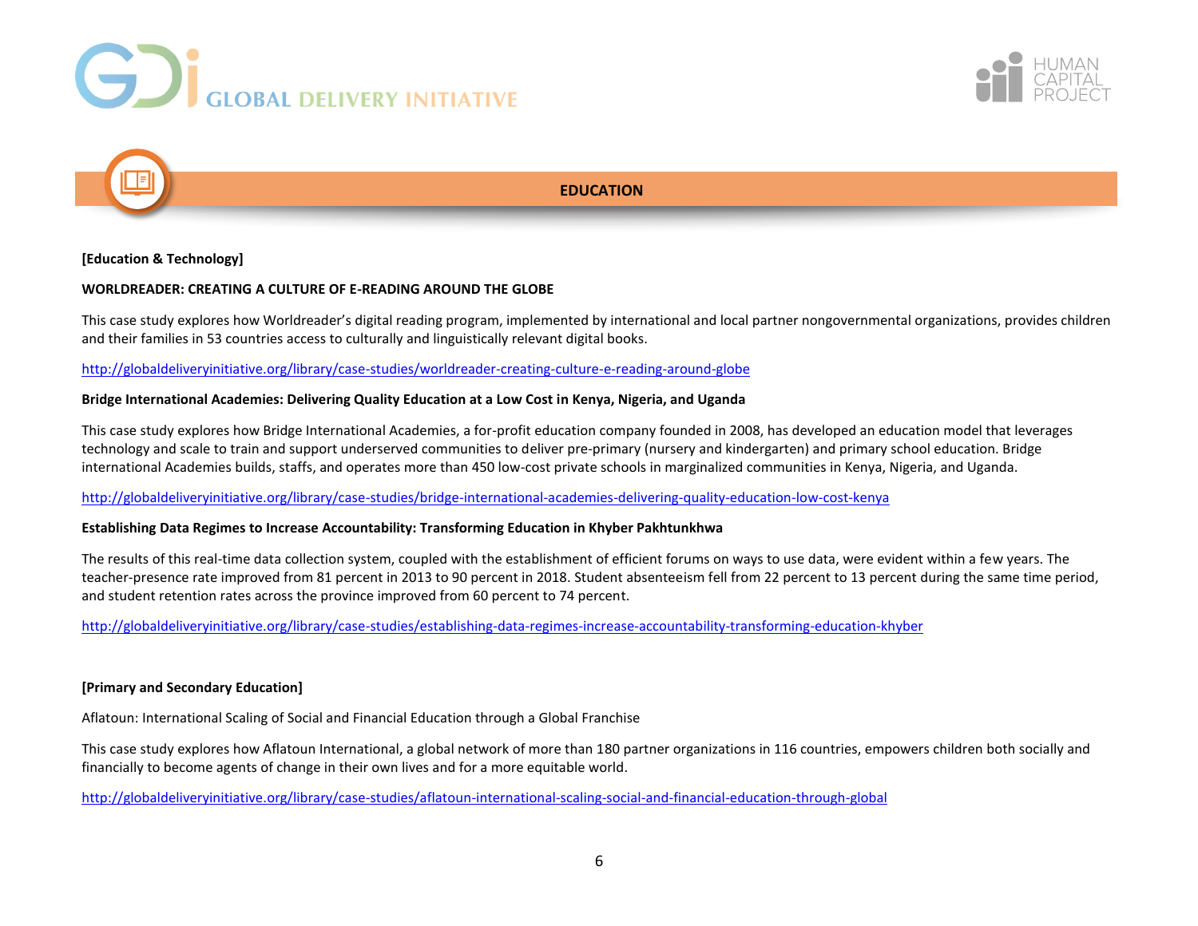## EDUCATION

**[Education & Technology]**

**WORLDREADER: CREATING A CULTURE OF E-READING AROUND THE GLOBE**

This case study explores how Worldreader's digital reading program, implemented by international and local partner nongovernmental organizations, provides children and their families in 53 countries access to culturally and linguistically relevant digital books.

http://globaldeliveryinitiative.org/library/case-studies/worldreader-creating-culture-e-reading-around-globe

**Bridge International Academies: Delivering Quality Education at a Low Cost in Kenya, Nigeria, and Uganda**

This case study explores how Bridge International Academies, a for-profit education company founded in 2008, has developed an education model that leverages technology and scale to train and support underserved communities to deliver pre-primary (nursery and kindergarten) and primary school education. Bridge international Academies builds, staffs, and operates more than 450 low-cost private schools in marginalized communities in Kenya, Nigeria, and Uganda.

http://globaldeliveryinitiative.org/library/case-studies/bridge-international-academies-delivering-quality-education-low-cost-kenya

**Establishing Data Regimes to Increase Accountability: Transforming Education in Khyber Pakhtunkhwa**

The results of this real-time data collection system, coupled with the establishment of efficient forums on ways to use data, were evident within a few years. The teacher-presence rate improved from 81 percent in 2013 to 90 percent in 2018. Student absenteeism fell from 22 percent to 13 percent during the same time period, and student retention rates across the province improved from 60 percent to 74 percent.

http://globaldeliveryinitiative.org/library/case-studies/establishing-data-regimes-increase-accountability-transforming-education-khyber

**[Primary and Secondary Education]**

Aflatoun: International Scaling of Social and Financial Education through a Global Franchise

This case study explores how Aflatoun International, a global network of more than 180 partner organizations in 116 countries, empowers children both socially and financially to become agents of change in their own lives and for a more equitable world.

http://globaldeliveryinitiative.org/library/case-studies/aflatoun-international-scaling-social-and-financial-education-through-global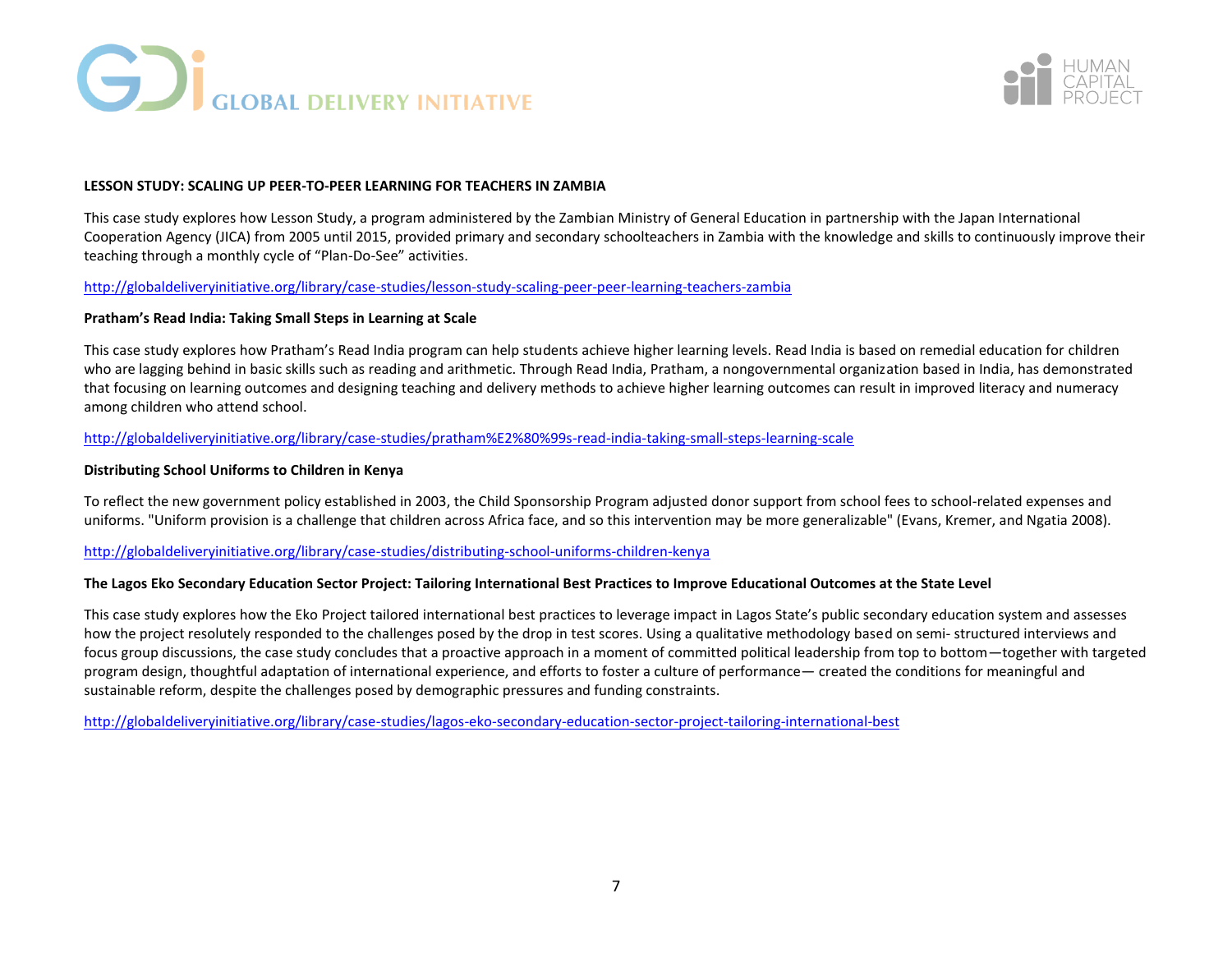**LESSON STUDY: SCALING UP PEER-TO-PEER LEARNING FOR TEACHERS IN ZAMBIA**

This case study explores how Lesson Study, a program administered by the Zambian Ministry of General Education in partnership with the Japan International Cooperation Agency (JICA) from 2005 until 2015, provided primary and secondary schoolteachers in Zambia with the knowledge and skills to continuously improve their teaching through a monthly cycle of "Plan-Do-See" activities.

http://globaldeliveryinitiative.org/library/case-studies/lesson-study-scaling-peer-peer-learning-teachers-zambia

**Pratham's Read India: Taking Small Steps in Learning at Scale**

This case study explores how Pratham's Read India program can help students achieve higher learning levels. Read India is based on remedial education for children who are lagging behind in basic skills such as reading and arithmetic. Through Read India, Pratham, a nongovernmental organization based in India, has demonstrated that focusing on learning outcomes and designing teaching and delivery methods to achieve higher learning outcomes can result in improved literacy and numeracy among children who attend school.

http://globaldeliveryinitiative.org/library/case-studies/pratham%E2%80%99s-read-india-taking-small-steps-learning-scale

**Distributing School Uniforms to Children in Kenya**

To reflect the new government policy established in 2003, the Child Sponsorship Program adjusted donor support from school fees to school-related expenses and uniforms. "Uniform provision is a challenge that children across Africa face, and so this intervention may be more generalizable" (Evans, Kremer, and Ngatia 2008).

http://globaldeliveryinitiative.org/library/case-studies/distributing-school-uniforms-children-kenya

**The Lagos Eko Secondary Education Sector Project: Tailoring International Best Practices to Improve Educational Outcomes at the State Level**

This case study explores how the Eko Project tailored international best practices to leverage impact in Lagos State's public secondary education system and assesses how the project resolutely responded to the challenges posed by the drop in test scores. Using a qualitative methodology based on semi- structured interviews and focus group discussions, the case study concludes that a proactive approach in a moment of committed political leadership from top to bottom—together with targeted program design, thoughtful adaptation of international experience, and efforts to foster a culture of performance— created the conditions for meaningful and sustainable reform, despite the challenges posed by demographic pressures and funding constraints.

http://globaldeliveryinitiative.org/library/case-studies/lagos-eko-secondary-education-sector-project-tailoring-international-best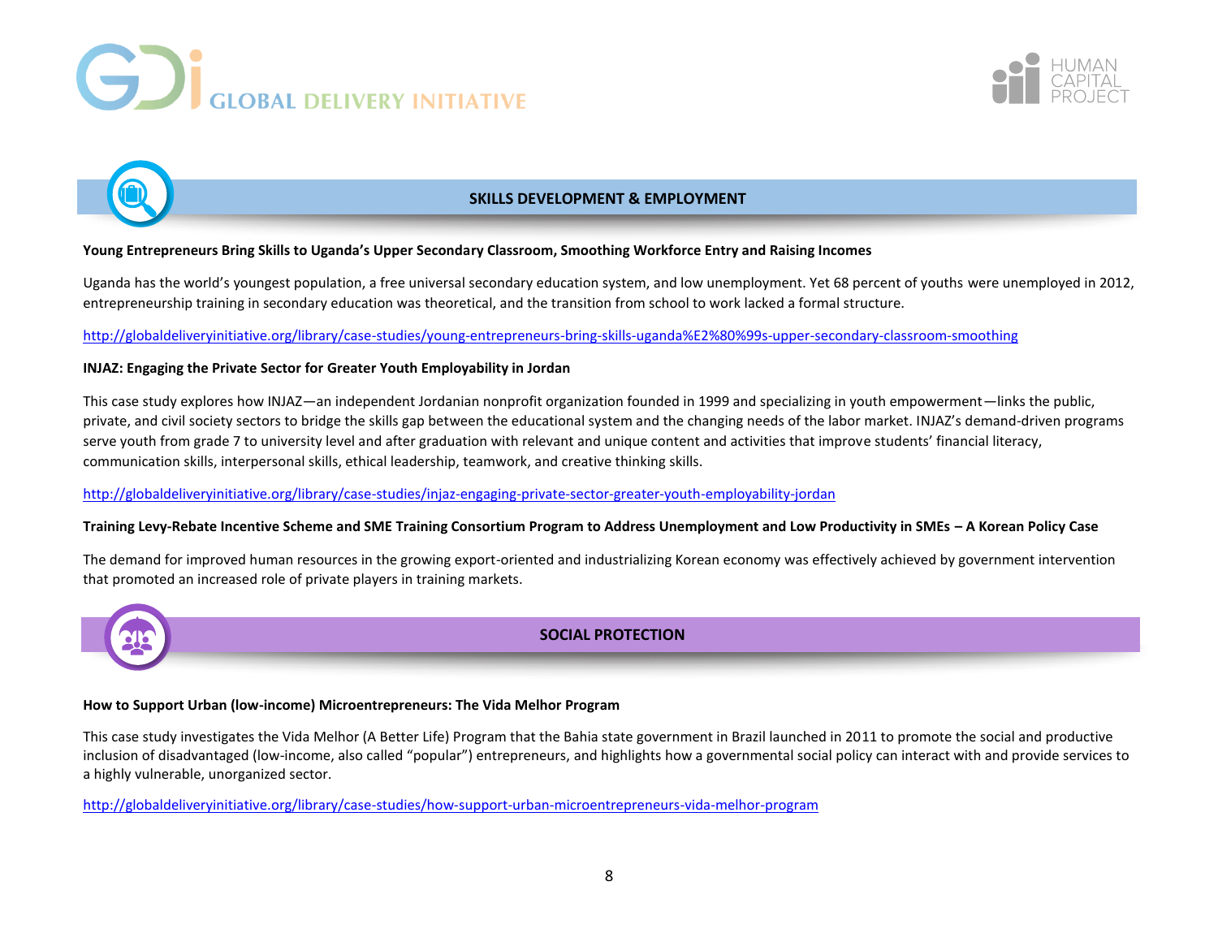## SKILLS DEVELOPMENT & EMPLOYMENT

**Young Entrepreneurs Bring Skills to Uganda's Upper Secondary Classroom, Smoothing Workforce Entry and Raising Incomes**

Uganda has the world's youngest population, a free universal secondary education system, and low unemployment. Yet 68 percent of youths were unemployed in 2012, entrepreneurship training in secondary education was theoretical, and the transition from school to work lacked a formal structure.

http://globaldeliveryinitiative.org/library/case-studies/young-entrepreneurs-bring-skills-uganda%E2%80%99s-upper-secondary-classroom-smoothing

**INJAZ: Engaging the Private Sector for Greater Youth Employability in Jordan**

This case study explores how INJAZ—an independent Jordanian nonprofit organization founded in 1999 and specializing in youth empowerment—links the public, private, and civil society sectors to bridge the skills gap between the educational system and the changing needs of the labor market. INJAZ's demand-driven programs serve youth from grade 7 to university level and after graduation with relevant and unique content and activities that improve students' financial literacy, communication skills, interpersonal skills, ethical leadership, teamwork, and creative thinking skills.

http://globaldeliveryinitiative.org/library/case-studies/injaz-engaging-private-sector-greater-youth-employability-jordan

**Training Levy-Rebate Incentive Scheme and SME Training Consortium Program to Address Unemployment and Low Productivity in SMEs – A Korean Policy Case**

The demand for improved human resources in the growing export-oriented and industrializing Korean economy was effectively achieved by government intervention that promoted an increased role of private players in training markets.

## SOCIAL PROTECTION

**How to Support Urban (low-income) Microentrepreneurs: The Vida Melhor Program**

This case study investigates the Vida Melhor (A Better Life) Program that the Bahia state government in Brazil launched in 2011 to promote the social and productive inclusion of disadvantaged (low-income, also called "popular") entrepreneurs, and highlights how a governmental social policy can interact with and provide services to a highly vulnerable, unorganized sector.

http://globaldeliveryinitiative.org/library/case-studies/how-support-urban-microentrepreneurs-vida-melhor-program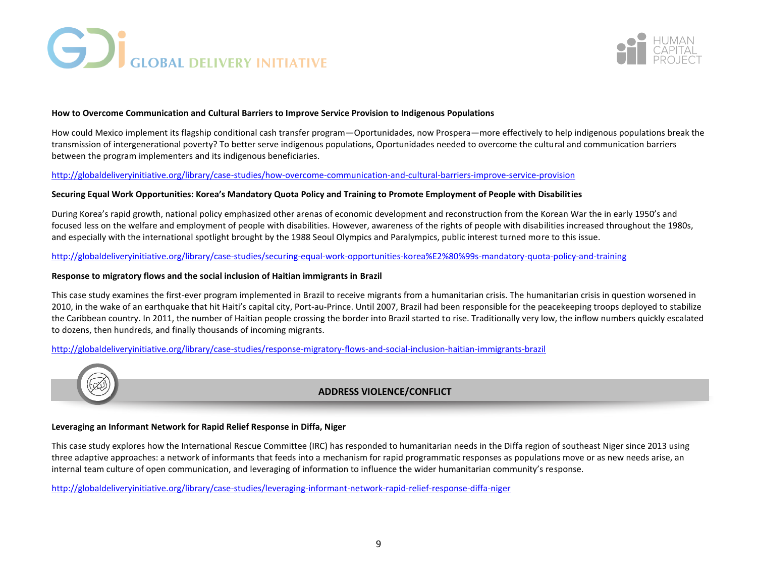**How to Overcome Communication and Cultural Barriers to Improve Service Provision to Indigenous Populations**

How could Mexico implement its flagship conditional cash transfer program—Oportunidades, now Prospera—more effectively to help indigenous populations break the transmission of intergenerational poverty? To better serve indigenous populations, Oportunidades needed to overcome the cultural and communication barriers between the program implementers and its indigenous beneficiaries.

http://globaldeliveryinitiative.org/library/case-studies/how-overcome-communication-and-cultural-barriers-improve-service-provision

**Securing Equal Work Opportunities: Korea's Mandatory Quota Policy and Training to Promote Employment of People with Disabilities**

During Korea's rapid growth, national policy emphasized other arenas of economic development and reconstruction from the Korean War the in early 1950's and focused less on the welfare and employment of people with disabilities. However, awareness of the rights of people with disabilities increased throughout the 1980s, and especially with the international spotlight brought by the 1988 Seoul Olympics and Paralympics, public interest turned more to this issue.

http://globaldeliveryinitiative.org/library/case-studies/securing-equal-work-opportunities-korea%E2%80%99s-mandatory-quota-policy-and-training

**Response to migratory flows and the social inclusion of Haitian immigrants in Brazil**

This case study examines the first-ever program implemented in Brazil to receive migrants from a humanitarian crisis. The humanitarian crisis in question worsened in 2010, in the wake of an earthquake that hit Haiti's capital city, Port-au-Prince. Until 2007, Brazil had been responsible for the peacekeeping troops deployed to stabilize the Caribbean country. In 2011, the number of Haitian people crossing the border into Brazil started to rise. Traditionally very low, the inflow numbers quickly escalated to dozens, then hundreds, and finally thousands of incoming migrants.

http://globaldeliveryinitiative.org/library/case-studies/response-migratory-flows-and-social-inclusion-haitian-immigrants-brazil

## ADDRESS VIOLENCE/CONFLICT

**Leveraging an Informant Network for Rapid Relief Response in Diffa, Niger**

This case study explores how the International Rescue Committee (IRC) has responded to humanitarian needs in the Diffa region of southeast Niger since 2013 using three adaptive approaches: a network of informants that feeds into a mechanism for rapid programmatic responses as populations move or as new needs arise, an internal team culture of open communication, and leveraging of information to influence the wider humanitarian community's response.

http://globaldeliveryinitiative.org/library/case-studies/leveraging-informant-network-rapid-relief-response-diffa-niger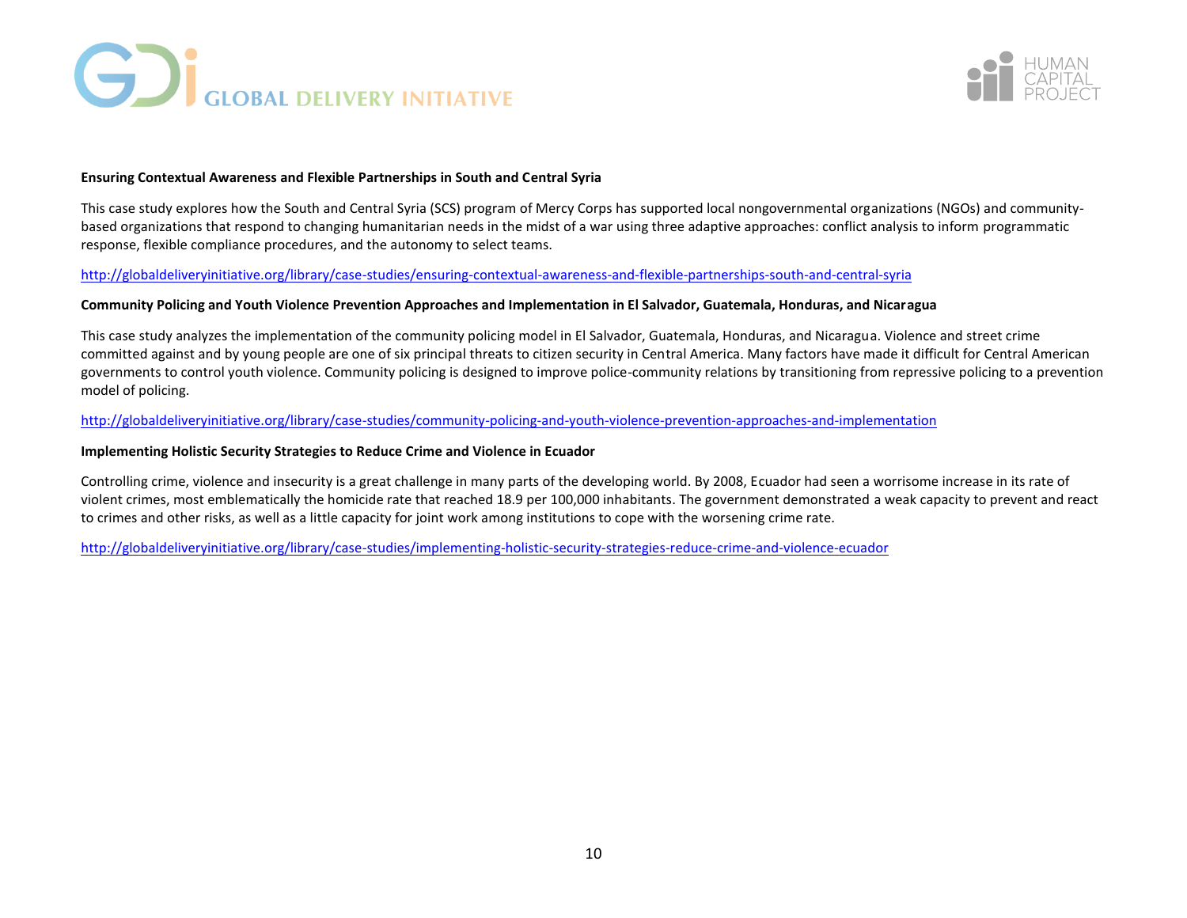**Ensuring Contextual Awareness and Flexible Partnerships in South and Central Syria**

This case study explores how the South and Central Syria (SCS) program of Mercy Corps has supported local nongovernmental organizations (NGOs) and community-based organizations that respond to changing humanitarian needs in the midst of a war using three adaptive approaches: conflict analysis to inform programmatic response, flexible compliance procedures, and the autonomy to select teams.

http://globaldeliveryinitiative.org/library/case-studies/ensuring-contextual-awareness-and-flexible-partnerships-south-and-central-syria

**Community Policing and Youth Violence Prevention Approaches and Implementation in El Salvador, Guatemala, Honduras, and Nicaragua**

This case study analyzes the implementation of the community policing model in El Salvador, Guatemala, Honduras, and Nicaragua. Violence and street crime committed against and by young people are one of six principal threats to citizen security in Central America. Many factors have made it difficult for Central American governments to control youth violence. Community policing is designed to improve police-community relations by transitioning from repressive policing to a prevention model of policing.

http://globaldeliveryinitiative.org/library/case-studies/community-policing-and-youth-violence-prevention-approaches-and-implementation

**Implementing Holistic Security Strategies to Reduce Crime and Violence in Ecuador**

Controlling crime, violence and insecurity is a great challenge in many parts of the developing world. By 2008, Ecuador had seen a worrisome increase in its rate of violent crimes, most emblematically the homicide rate that reached 18.9 per 100,000 inhabitants. The government demonstrated a weak capacity to prevent and react to crimes and other risks, as well as a little capacity for joint work among institutions to cope with the worsening crime rate.

http://globaldeliveryinitiative.org/library/case-studies/implementing-holistic-security-strategies-reduce-crime-and-violence-ecuador